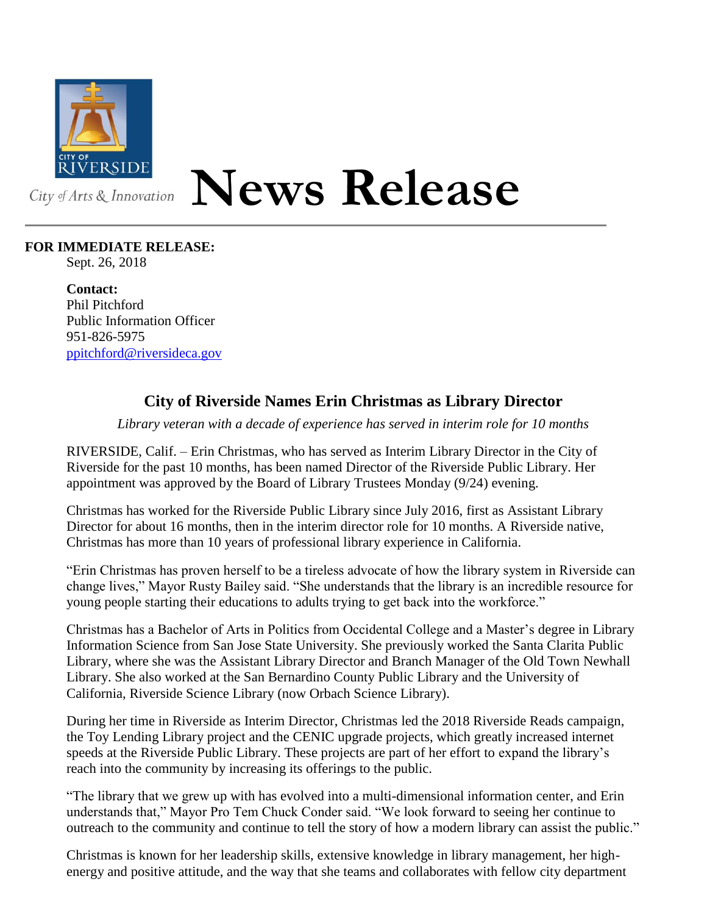City of Arts & Innovation

# News Release

**FOR IMMEDIATE RELEASE:**
Sept. 26, 2018

**Contact:**
Phil Pitchford
Public Information Officer
951-826-5975
ppitchford@riversideca.gov

## City of Riverside Names Erin Christmas as Library Director

*Library veteran with a decade of experience has served in interim role for 10 months*

RIVERSIDE, Calif. – Erin Christmas, who has served as Interim Library Director in the City of Riverside for the past 10 months, has been named Director of the Riverside Public Library. Her appointment was approved by the Board of Library Trustees Monday (9/24) evening.

Christmas has worked for the Riverside Public Library since July 2016, first as Assistant Library Director for about 16 months, then in the interim director role for 10 months. A Riverside native, Christmas has more than 10 years of professional library experience in California.

"Erin Christmas has proven herself to be a tireless advocate of how the library system in Riverside can change lives," Mayor Rusty Bailey said. "She understands that the library is an incredible resource for young people starting their educations to adults trying to get back into the workforce."

Christmas has a Bachelor of Arts in Politics from Occidental College and a Master's degree in Library Information Science from San Jose State University. She previously worked the Santa Clarita Public Library, where she was the Assistant Library Director and Branch Manager of the Old Town Newhall Library. She also worked at the San Bernardino County Public Library and the University of California, Riverside Science Library (now Orbach Science Library).

During her time in Riverside as Interim Director, Christmas led the 2018 Riverside Reads campaign, the Toy Lending Library project and the CENIC upgrade projects, which greatly increased internet speeds at the Riverside Public Library. These projects are part of her effort to expand the library's reach into the community by increasing its offerings to the public.

"The library that we grew up with has evolved into a multi-dimensional information center, and Erin understands that," Mayor Pro Tem Chuck Conder said. "We look forward to seeing her continue to outreach to the community and continue to tell the story of how a modern library can assist the public."

Christmas is known for her leadership skills, extensive knowledge in library management, her high-energy and positive attitude, and the way that she teams and collaborates with fellow city department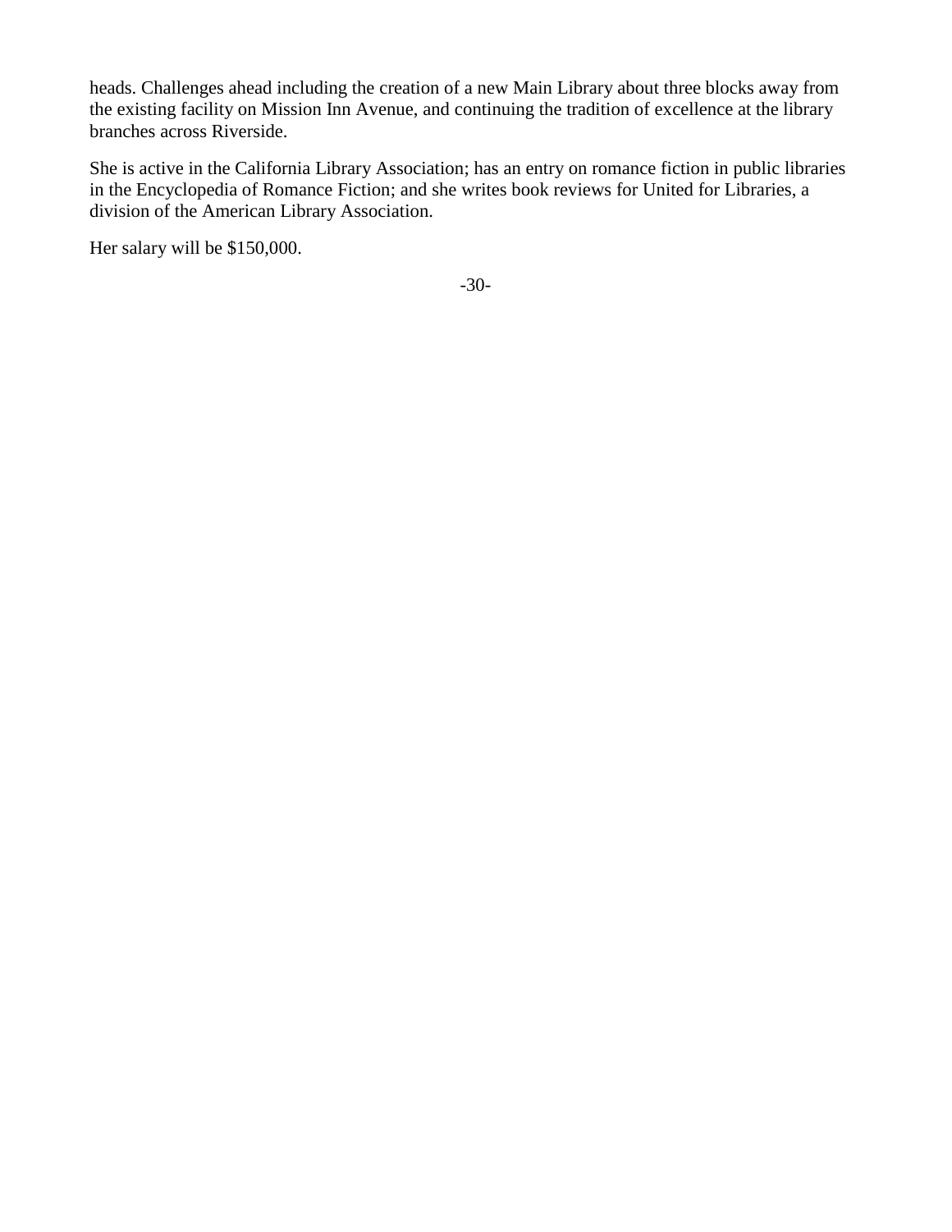heads. Challenges ahead including the creation of a new Main Library about three blocks away from the existing facility on Mission Inn Avenue, and continuing the tradition of excellence at the library branches across Riverside.

She is active in the California Library Association; has an entry on romance fiction in public libraries in the Encyclopedia of Romance Fiction; and she writes book reviews for United for Libraries, a division of the American Library Association.

Her salary will be $150,000.

-30-